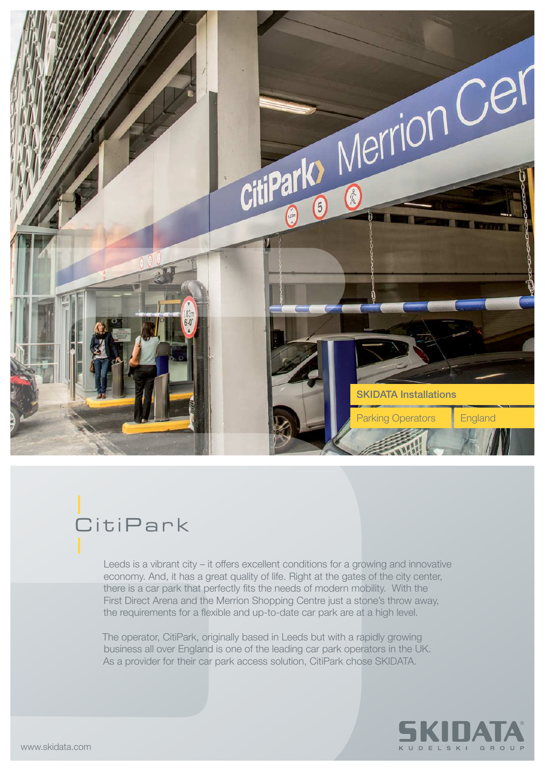SKIDATA Installations

Parking Operators | England

# CitiPark

Leeds is a vibrant city – it offers excellent conditions for a growing and innovative economy. And, it has a great quality of life. Right at the gates of the city center, there is a car park that perfectly fits the needs of modern mobility. With the First Direct Arena and the Merrion Shopping Centre just a stone's throw away, the requirements for a flexible and up-to-date car park are at a high level.

The operator, CitiPark, originally based in Leeds but with a rapidly growing business all over England is one of the leading car park operators in the UK. As a provider for their car park access solution, CitiPark chose SKIDATA.

SKIDATA KUDELSKI GROUP

www.skidata.com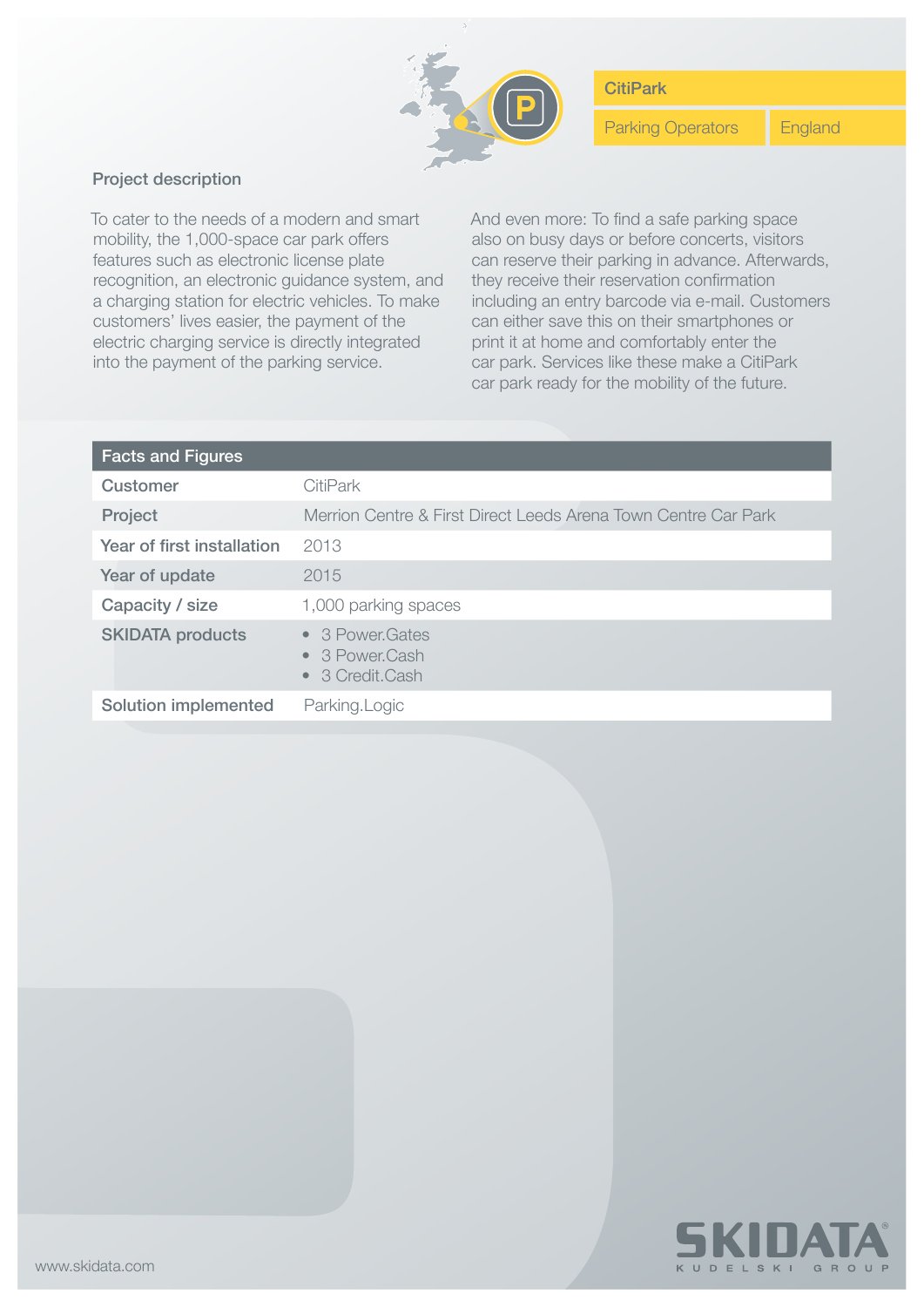CitiPark

Parking Operators | England

## Project description

To cater to the needs of a modern and smart mobility, the 1,000-space car park offers features such as electronic license plate recognition, an electronic guidance system, and a charging station for electric vehicles. To make customers' lives easier, the payment of the electric charging service is directly integrated into the payment of the parking service.

And even more: To find a safe parking space also on busy days or before concerts, visitors can reserve their parking in advance. Afterwards, they receive their reservation confirmation including an entry barcode via e-mail. Customers can either save this on their smartphones or print it at home and comfortably enter the car park. Services like these make a CitiPark car park ready for the mobility of the future.

| Facts and Figures | |
|---|---|
| **Customer** | CitiPark |
| **Project** | Merrion Centre & First Direct Leeds Arena Town Centre Car Park |
| **Year of first installation** | 2013 |
| **Year of update** | 2015 |
| **Capacity / size** | 1,000 parking spaces |
| **SKIDATA products** | • 3 Power.Gates<br>• 3 Power.Cash<br>• 3 Credit.Cash |
| **Solution implemented** | Parking.Logic |

www.skidata.com

SKIDATA
KUDELSKI GROUP